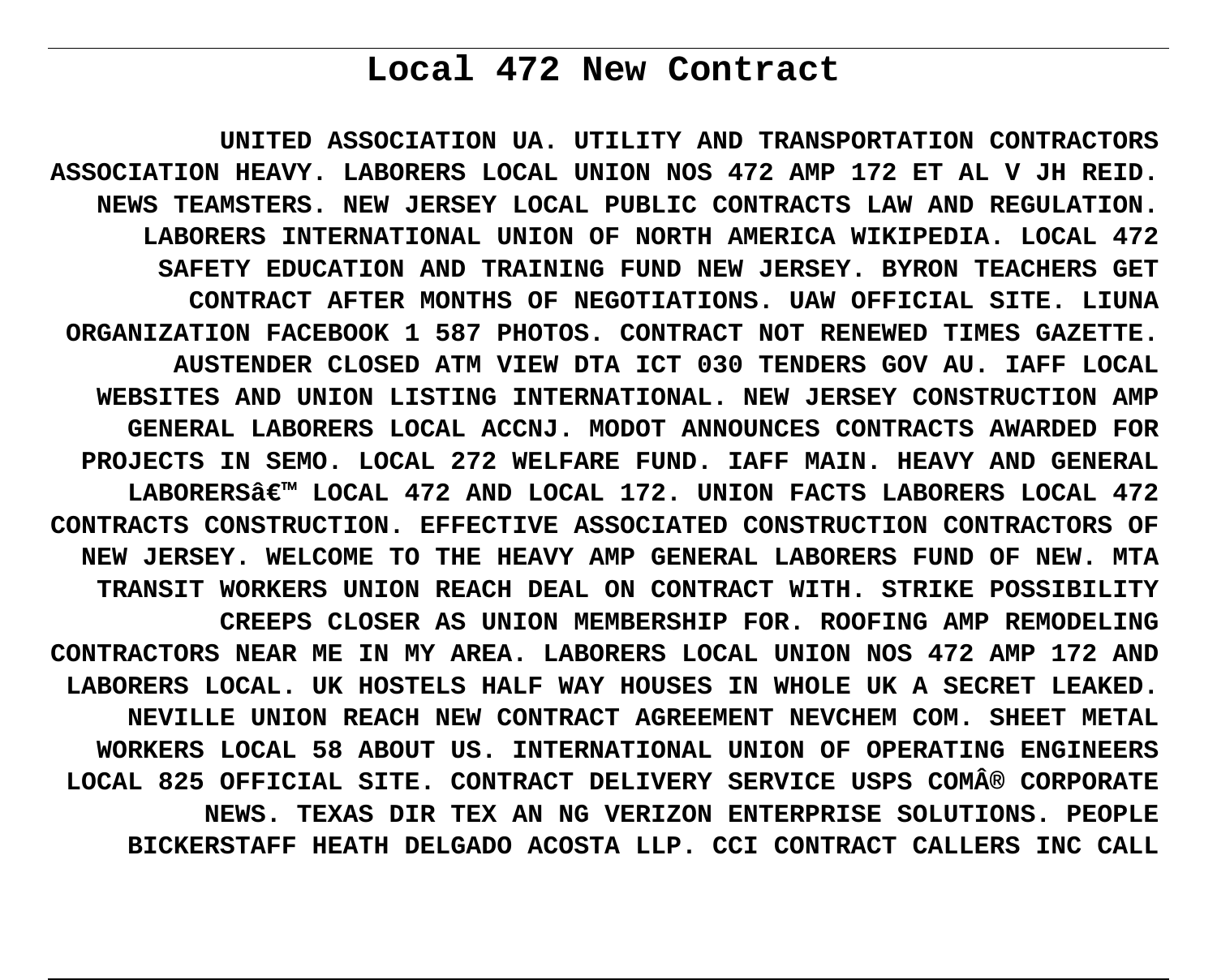# Local 472 New Contract

**UNITED ASSOCIATION UA. UTILITY AND TRANSPORTATION CONTRACTORS ASSOCIATION HEAVY. LABORERS LOCAL UNION NOS 472 AMP 172 ET AL V JH REID. NEWS TEAMSTERS. NEW JERSEY LOCAL PUBLIC CONTRACTS LAW AND REGULATION. LABORERS INTERNATIONAL UNION OF NORTH AMERICA WIKIPEDIA. LOCAL 472 SAFETY EDUCATION AND TRAINING FUND NEW JERSEY. BYRON TEACHERS GET CONTRACT AFTER MONTHS OF NEGOTIATIONS. UAW OFFICIAL SITE. LIUNA ORGANIZATION FACEBOOK 1 587 PHOTOS. CONTRACT NOT RENEWED TIMES GAZETTE. AUSTENDER CLOSED ATM VIEW DTA ICT 030 TENDERS GOV AU. IAFF LOCAL WEBSITES AND UNION LISTING INTERNATIONAL. NEW JERSEY CONSTRUCTION AMP GENERAL LABORERS LOCAL ACCNJ. MODOT ANNOUNCES CONTRACTS AWARDED FOR PROJECTS IN SEMO. LOCAL 272 WELFARE FUND. IAFF MAIN. HEAVY AND GENERAL LABORERSâ€™ LOCAL 472 AND LOCAL 172. UNION FACTS LABORERS LOCAL 472 CONTRACTS CONSTRUCTION. EFFECTIVE ASSOCIATED CONSTRUCTION CONTRACTORS OF NEW JERSEY. WELCOME TO THE HEAVY AMP GENERAL LABORERS FUND OF NEW. MTA TRANSIT WORKERS UNION REACH DEAL ON CONTRACT WITH. STRIKE POSSIBILITY CREEPS CLOSER AS UNION MEMBERSHIP FOR. ROOFING AMP REMODELING CONTRACTORS NEAR ME IN MY AREA. LABORERS LOCAL UNION NOS 472 AMP 172 AND LABORERS LOCAL. UK HOSTELS HALF WAY HOUSES IN WHOLE UK A SECRET LEAKED. NEVILLE UNION REACH NEW CONTRACT AGREEMENT NEVCHEM COM. SHEET METAL WORKERS LOCAL 58 ABOUT US. INTERNATIONAL UNION OF OPERATING ENGINEERS LOCAL 825 OFFICIAL SITE. CONTRACT DELIVERY SERVICE USPS COMÂ® CORPORATE NEWS. TEXAS DIR TEX AN NG VERIZON ENTERPRISE SOLUTIONS. PEOPLE BICKERSTAFF HEATH DELGADO ACOSTA LLP. CCI CONTRACT CALLERS INC CALL**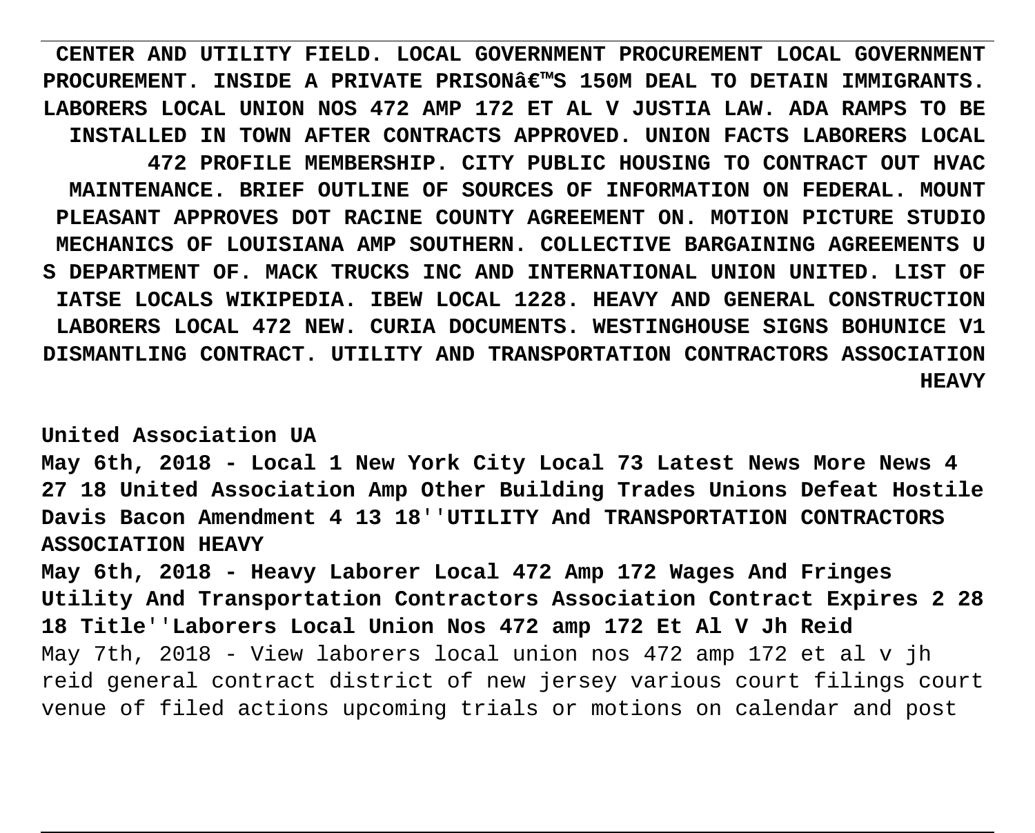**CENTER AND UTILITY FIELD. LOCAL GOVERNMENT PROCUREMENT LOCAL GOVERNMENT PROCUREMENT. INSIDE A PRIVATE PRISONâ€™S 150M DEAL TO DETAIN IMMIGRANTS. LABORERS LOCAL UNION NOS 472 AMP 172 ET AL V JUSTIA LAW. ADA RAMPS TO BE INSTALLED IN TOWN AFTER CONTRACTS APPROVED. UNION FACTS LABORERS LOCAL 472 PROFILE MEMBERSHIP. CITY PUBLIC HOUSING TO CONTRACT OUT HVAC MAINTENANCE. BRIEF OUTLINE OF SOURCES OF INFORMATION ON FEDERAL. MOUNT PLEASANT APPROVES DOT RACINE COUNTY AGREEMENT ON. MOTION PICTURE STUDIO MECHANICS OF LOUISIANA AMP SOUTHERN. COLLECTIVE BARGAINING AGREEMENTS U S DEPARTMENT OF. MACK TRUCKS INC AND INTERNATIONAL UNION UNITED. LIST OF IATSE LOCALS WIKIPEDIA. IBEW LOCAL 1228. HEAVY AND GENERAL CONSTRUCTION LABORERS LOCAL 472 NEW. CURIA DOCUMENTS. WESTINGHOUSE SIGNS BOHUNICE V1 DISMANTLING CONTRACT. UTILITY AND TRANSPORTATION CONTRACTORS ASSOCIATION HEAVY**

**United Association UA**

**May 6th, 2018 - Local 1 New York City Local 73 Latest News More News 4 27 18 United Association Amp Other Building Trades Unions Defeat Hostile Davis Bacon Amendment 4 13 18''UTILITY And TRANSPORTATION CONTRACTORS ASSOCIATION HEAVY**

**May 6th, 2018 - Heavy Laborer Local 472 Amp 172 Wages And Fringes Utility And Transportation Contractors Association Contract Expires 2 28 18 Title''Laborers Local Union Nos 472 amp 172 Et Al V Jh Reid**

May 7th, 2018 - View laborers local union nos 472 amp 172 et al v jh reid general contract district of new jersey various court filings court venue of filed actions upcoming trials or motions on calendar and post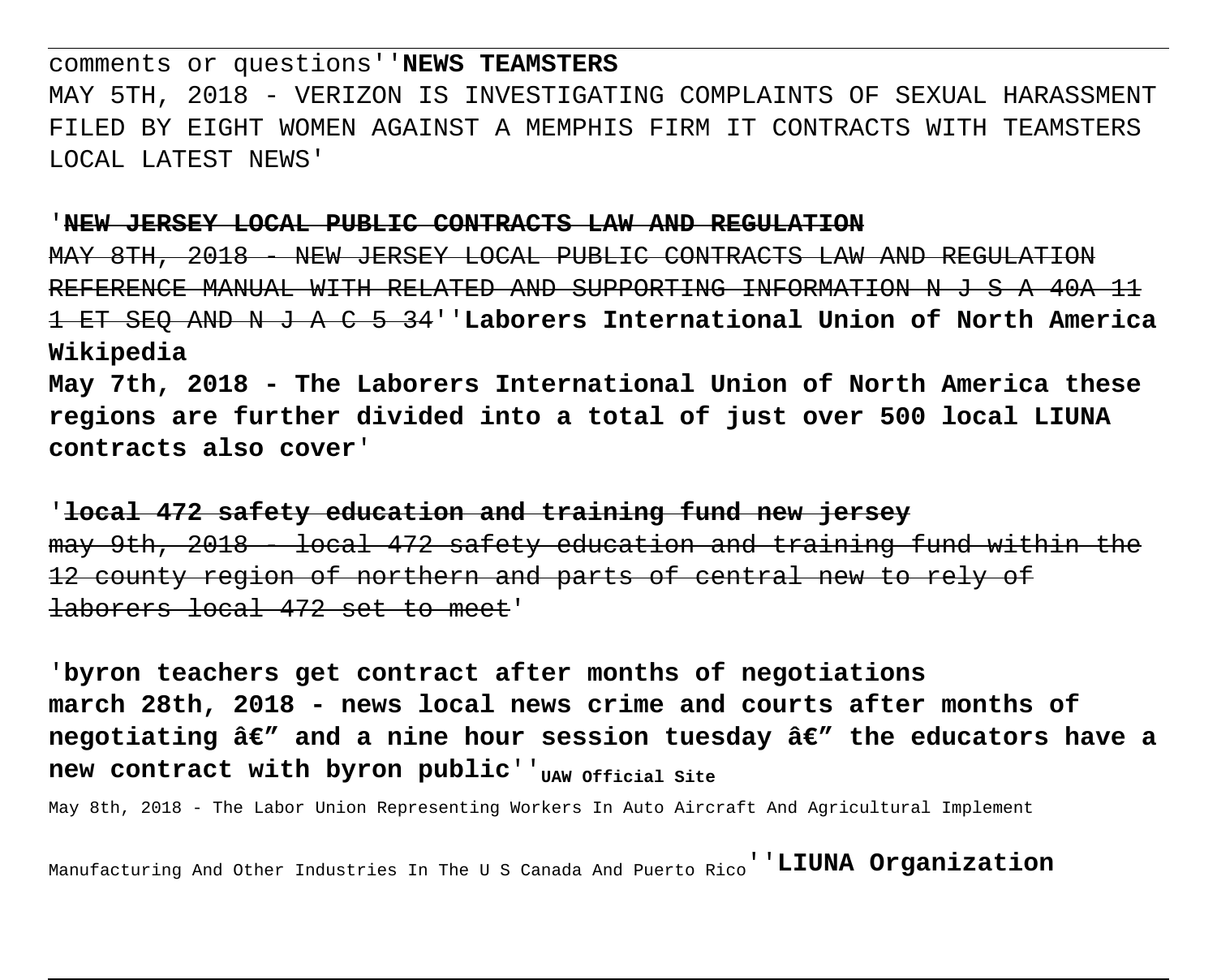comments or questions''**NEWS TEAMSTERS**
MAY 5TH, 2018 - VERIZON IS INVESTIGATING COMPLAINTS OF SEXUAL HARASSMENT FILED BY EIGHT WOMEN AGAINST A MEMPHIS FIRM IT CONTRACTS WITH TEAMSTERS LOCAL LATEST NEWS'

'~~**NEW JERSEY LOCAL PUBLIC CONTRACTS LAW AND REGULATION**~~
~~MAY 8TH, 2018 - NEW JERSEY LOCAL PUBLIC CONTRACTS LAW AND REGULATION REFERENCE MANUAL WITH RELATED AND SUPPORTING INFORMATION N J S A 40A 11 1 ET SEQ AND N J A C 5 34~~''**Laborers International Union of North America Wikipedia**
**May 7th, 2018 - The Laborers International Union of North America these regions are further divided into a total of just over 500 local LIUNA contracts also cover**'

'~~**local 472 safety education and training fund new jersey**~~
~~may 9th, 2018 - local 472 safety education and training fund within the 12 county region of northern and parts of central new to rely of laborers local 472 set to meet~~'

'**byron teachers get contract after months of negotiations**
**march 28th, 2018 - news local news crime and courts after months of negotiating â€" and a nine hour session tuesday â€" the educators have a new contract with byron public**''UAW Official Site
May 8th, 2018 - The Labor Union Representing Workers In Auto Aircraft And Agricultural Implement Manufacturing And Other Industries In The U S Canada And Puerto Rico''**LIUNA Organization**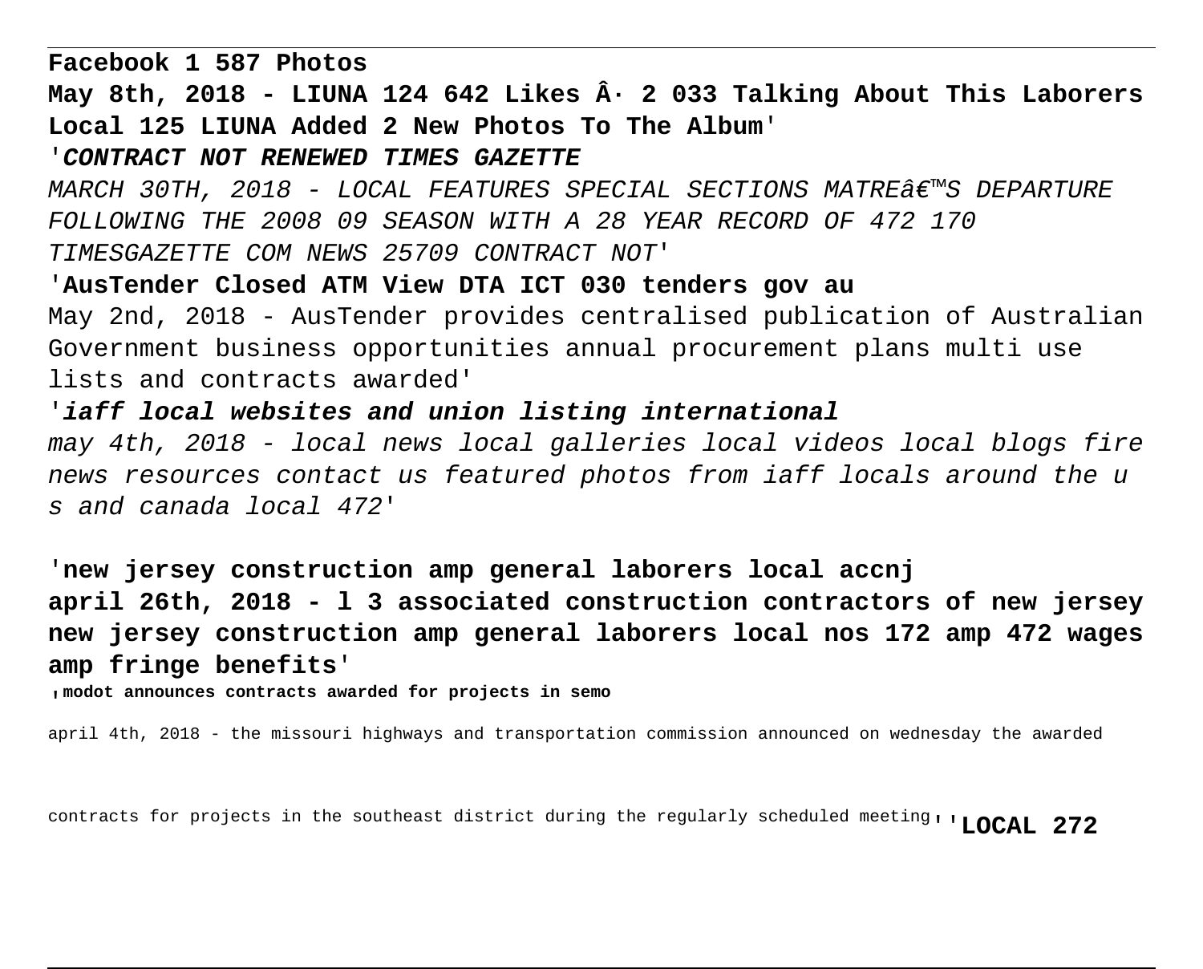**Facebook 1 587 Photos**

**May 8th, 2018 - LIUNA 124 642 Likes Â· 2 033 Talking About This Laborers Local 125 LIUNA Added 2 New Photos To The Album'**

'***CONTRACT NOT RENEWED TIMES GAZETTE***

*MARCH 30TH, 2018 - LOCAL FEATURES SPECIAL SECTIONS MATREâ€™S DEPARTURE FOLLOWING THE 2008 09 SEASON WITH A 28 YEAR RECORD OF 472 170 TIMESGAZETTE COM NEWS 25709 CONTRACT NOT'*

'**AusTender Closed ATM View DTA ICT 030 tenders gov au**

May 2nd, 2018 - AusTender provides centralised publication of Australian Government business opportunities annual procurement plans multi use lists and contracts awarded'

'***iaff local websites and union listing international***

*may 4th, 2018 - local news local galleries local videos local blogs fire news resources contact us featured photos from iaff locals around the u s and canada local 472'*

'**new jersey construction amp general laborers local accnj**

**april 26th, 2018 - l 3 associated construction contractors of new jersey new jersey construction amp general laborers local nos 172 amp 472 wages amp fringe benefits'**

'**modot announces contracts awarded for projects in semo**

april 4th, 2018 - the missouri highways and transportation commission announced on wednesday the awarded contracts for projects in the southeast district during the regularly scheduled meeting''**LOCAL 272**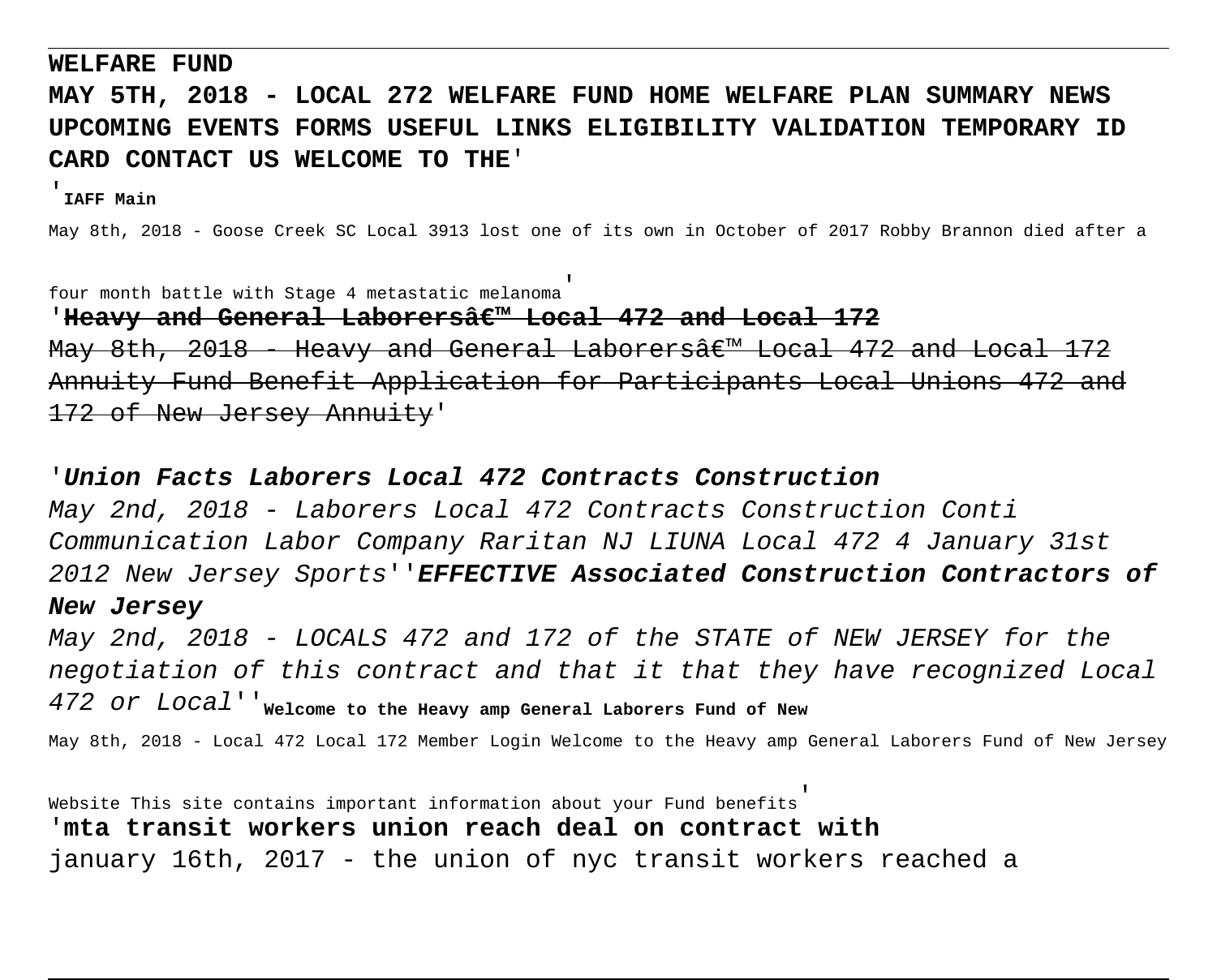**WELFARE FUND**

**MAY 5TH, 2018 - LOCAL 272 WELFARE FUND HOME WELFARE PLAN SUMMARY NEWS UPCOMING EVENTS FORMS USEFUL LINKS ELIGIBILITY VALIDATION TEMPORARY ID CARD CONTACT US WELCOME TO THE**'

'**IAFF Main**

May 8th, 2018 - Goose Creek SC Local 3913 lost one of its own in October of 2017 Robby Brannon died after a four month battle with Stage 4 metastatic melanoma'

'~~**Heavy and General Laborersâ€™ Local 472 and Local 172**~~

~~May 8th, 2018 - Heavy and General Laborersâ€™ Local 472 and Local 172 Annuity Fund Benefit Application for Participants Local Unions 472 and 172 of New Jersey Annuity~~'

'***Union Facts Laborers Local 472 Contracts Construction***

*May 2nd, 2018 - Laborers Local 472 Contracts Construction Conti Communication Labor Company Raritan NJ LIUNA Local 472 4 January 31st 2012 New Jersey Sports*''***EFFECTIVE Associated Construction Contractors of New Jersey***

*May 2nd, 2018 - LOCALS 472 and 172 of the STATE of NEW JERSEY for the negotiation of this contract and that it that they have recognized Local 472 or Local*''**Welcome to the Heavy amp General Laborers Fund of New**

May 8th, 2018 - Local 472 Local 172 Member Login Welcome to the Heavy amp General Laborers Fund of New Jersey Website This site contains important information about your Fund benefits'

'**mta transit workers union reach deal on contract with**

january 16th, 2017 - the union of nyc transit workers reached a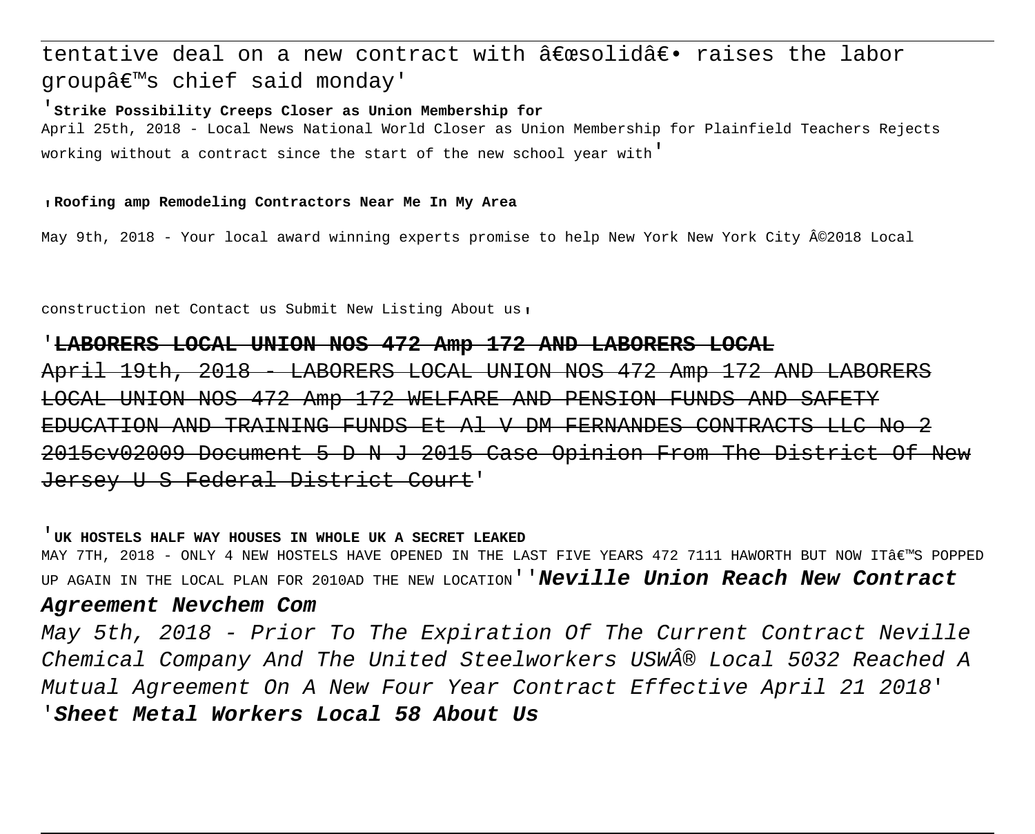tentative deal on a new contract with â€œsolidâ€• raises the labor groupâ€™s chief said monday'

'**Strike Possibility Creeps Closer as Union Membership for**

April 25th, 2018 - Local News National World Closer as Union Membership for Plainfield Teachers Rejects working without a contract since the start of the new school year with'

'**Roofing amp Remodeling Contractors Near Me In My Area**

May 9th, 2018 - Your local award winning experts promise to help New York New York City Â©2018 Local

construction net Contact us Submit New Listing About us'

'~~**LABORERS LOCAL UNION NOS 472 Amp 172 AND LABORERS LOCAL**~~

~~April 19th, 2018 - LABORERS LOCAL UNION NOS 472 Amp 172 AND LABORERS LOCAL UNION NOS 472 Amp 172 WELFARE AND PENSION FUNDS AND SAFETY EDUCATION AND TRAINING FUNDS Et Al V DM FERNANDES CONTRACTS LLC No 2 2015cv02009 Document 5 D N J 2015 Case Opinion From The District Of New Jersey U S Federal District Court~~'

'**UK HOSTELS HALF WAY HOUSES IN WHOLE UK A SECRET LEAKED**

MAY 7TH, 2018 - ONLY 4 NEW HOSTELS HAVE OPENED IN THE LAST FIVE YEARS 472 7111 HAWORTH BUT NOW ITâ€™S POPPED UP AGAIN IN THE LOCAL PLAN FOR 2010AD THE NEW LOCATION''***Neville Union Reach New Contract Agreement Nevchem Com***

*May 5th, 2018 - Prior To The Expiration Of The Current Contract Neville Chemical Company And The United Steelworkers USWÂ® Local 5032 Reached A Mutual Agreement On A New Four Year Contract Effective April 21 2018*'

'***Sheet Metal Workers Local 58 About Us***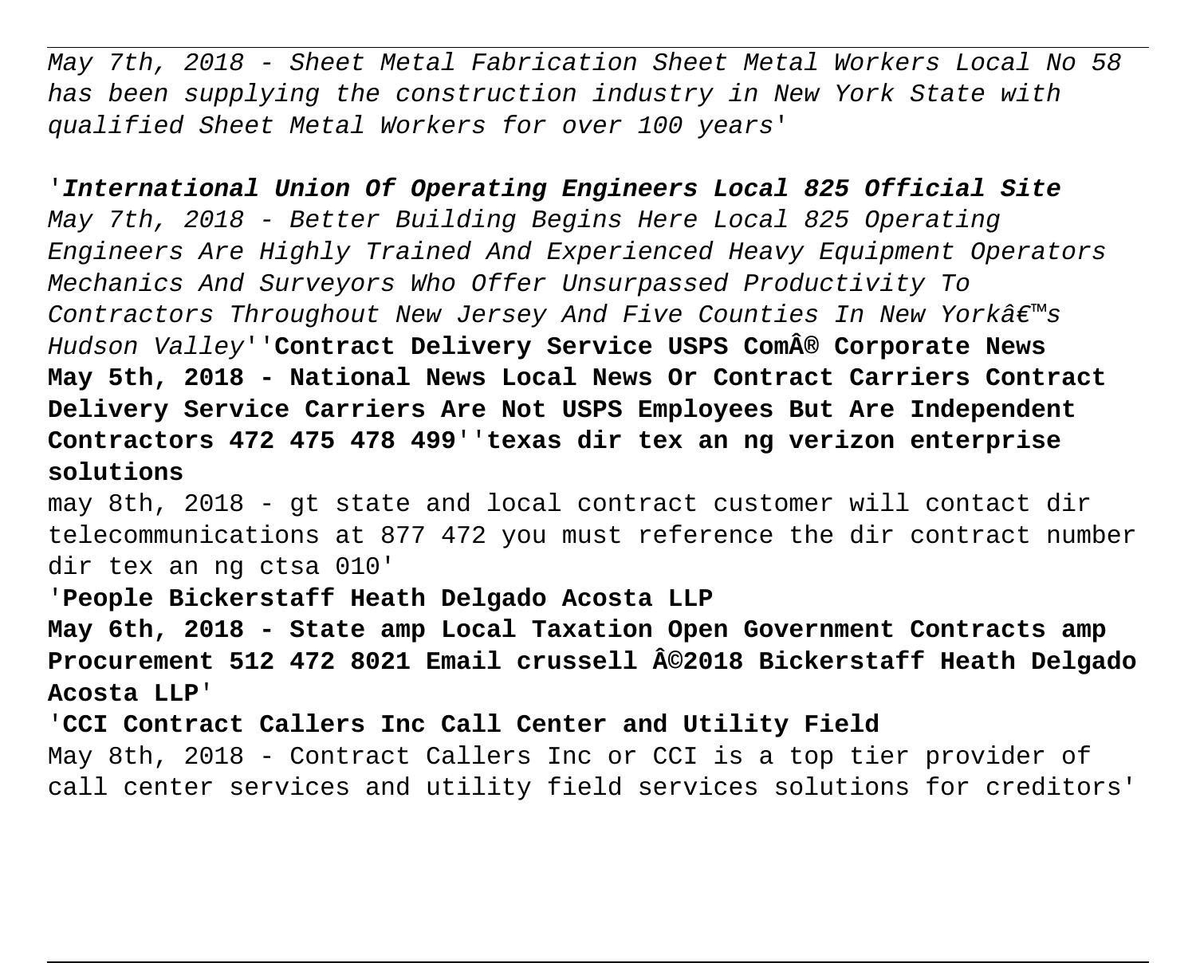*May 7th, 2018 - Sheet Metal Fabrication Sheet Metal Workers Local No 58 has been supplying the construction industry in New York State with qualified Sheet Metal Workers for over 100 years'*

'***International Union Of Operating Engineers Local 825 Official Site***
*May 7th, 2018 - Better Building Begins Here Local 825 Operating Engineers Are Highly Trained And Experienced Heavy Equipment Operators Mechanics And Surveyors Who Offer Unsurpassed Productivity To Contractors Throughout New Jersey And Five Counties In New Yorkâ€™s Hudson Valley*''**Contract Delivery Service USPS ComÂ® Corporate News May 5th, 2018 - National News Local News Or Contract Carriers Contract Delivery Service Carriers Are Not USPS Employees But Are Independent Contractors 472 475 478 499**''**texas dir tex an ng verizon enterprise solutions**

may 8th, 2018 - gt state and local contract customer will contact dir telecommunications at 877 472 you must reference the dir contract number dir tex an ng ctsa 010'

'**People Bickerstaff Heath Delgado Acosta LLP**

**May 6th, 2018 - State amp Local Taxation Open Government Contracts amp Procurement 512 472 8021 Email crussell Â©2018 Bickerstaff Heath Delgado Acosta LLP**'

'**CCI Contract Callers Inc Call Center and Utility Field**

May 8th, 2018 - Contract Callers Inc or CCI is a top tier provider of call center services and utility field services solutions for creditors'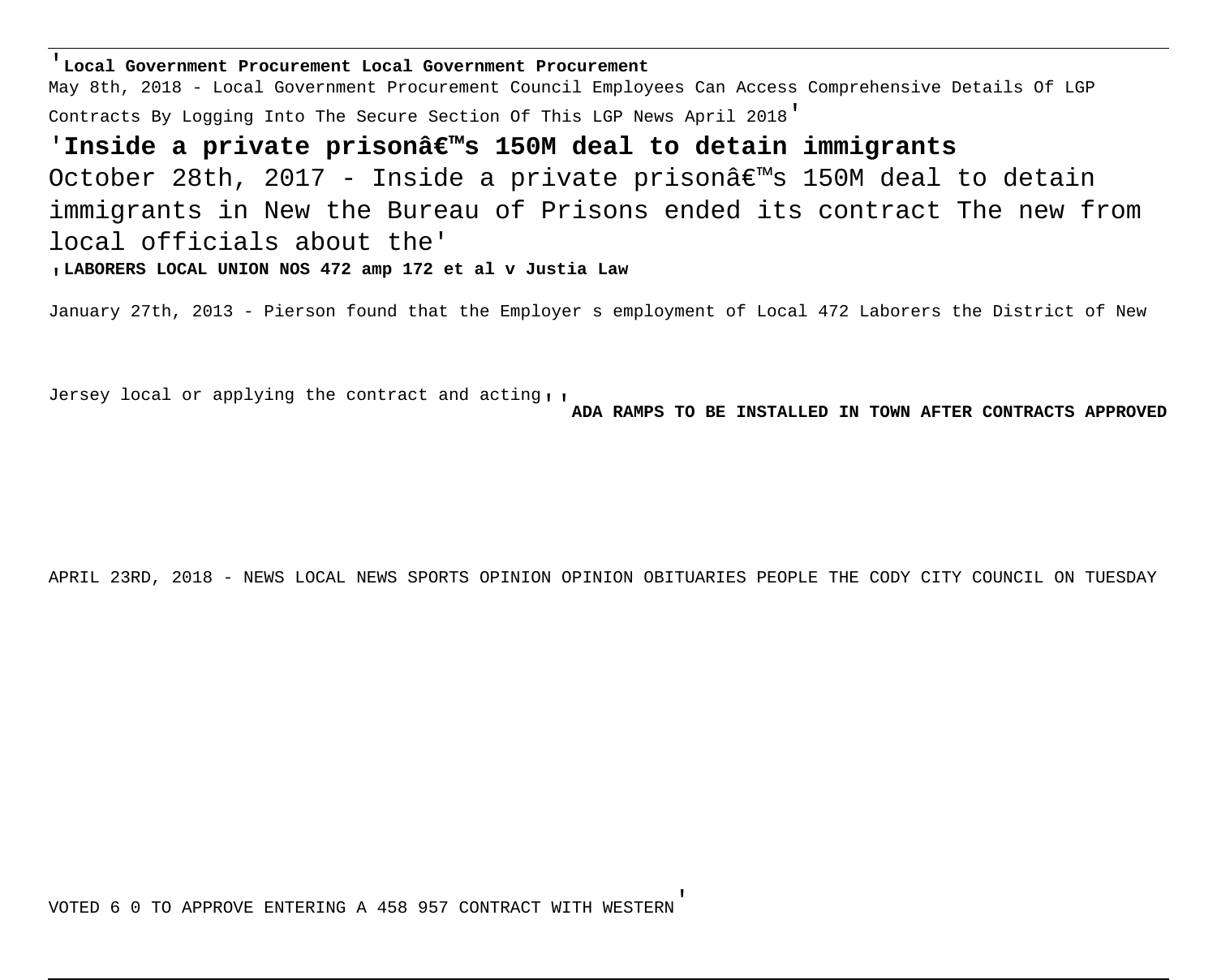'**Local Government Procurement Local Government Procurement**
May 8th, 2018 - Local Government Procurement Council Employees Can Access Comprehensive Details Of LGP Contracts By Logging Into The Secure Section Of This LGP News April 2018'

'**Inside a private prisonâ€™s 150M deal to detain immigrants**
October 28th, 2017 - Inside a private prisonâ€™s 150M deal to detain immigrants in New the Bureau of Prisons ended its contract The new from local officials about the'

'**LABORERS LOCAL UNION NOS 472 amp 172 et al v Justia Law**
January 27th, 2013 - Pierson found that the Employer s employment of Local 472 Laborers the District of New Jersey local or applying the contract and acting''

'**ADA RAMPS TO BE INSTALLED IN TOWN AFTER CONTRACTS APPROVED**
APRIL 23RD, 2018 - NEWS LOCAL NEWS SPORTS OPINION OPINION OBITUARIES PEOPLE THE CODY CITY COUNCIL ON TUESDAY VOTED 6 0 TO APPROVE ENTERING A 458 957 CONTRACT WITH WESTERN'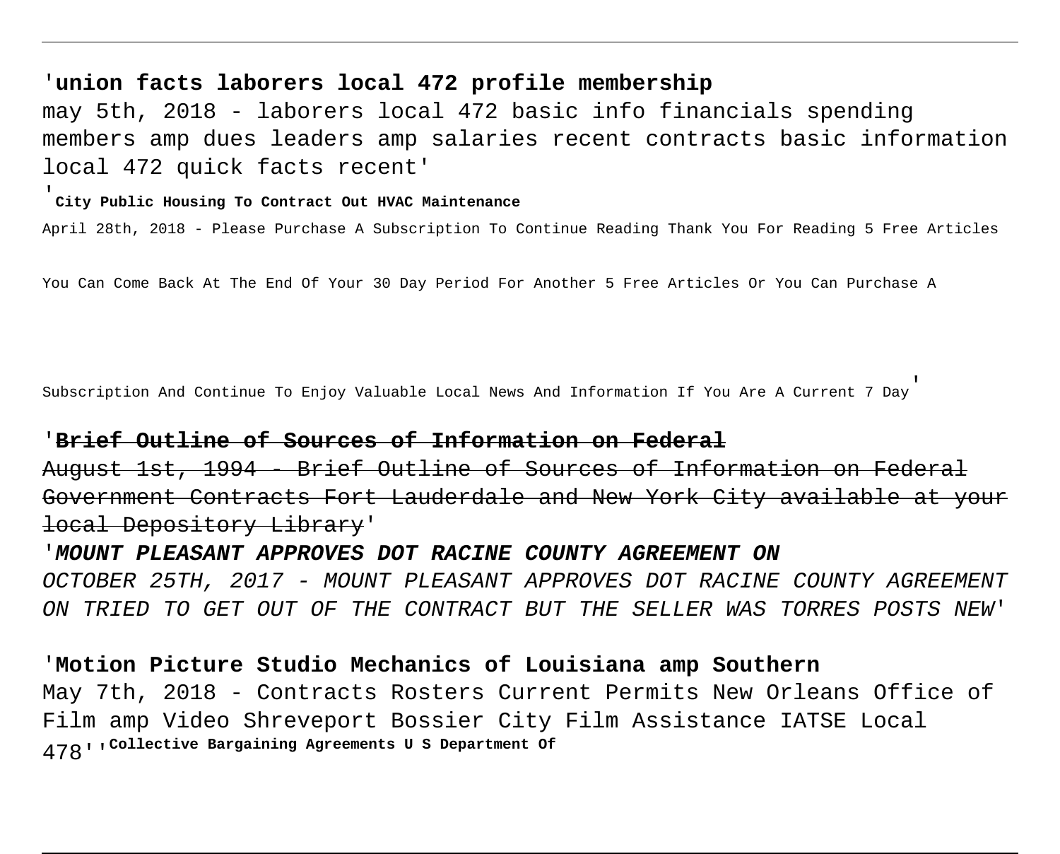'**union facts laborers local 472 profile membership**

may 5th, 2018 - laborers local 472 basic info financials spending members amp dues leaders amp salaries recent contracts basic information local 472 quick facts recent'

'**City Public Housing To Contract Out HVAC Maintenance**

April 28th, 2018 - Please Purchase A Subscription To Continue Reading Thank You For Reading 5 Free Articles You Can Come Back At The End Of Your 30 Day Period For Another 5 Free Articles Or You Can Purchase A Subscription And Continue To Enjoy Valuable Local News And Information If You Are A Current 7 Day'

'~~**Brief Outline of Sources of Information on Federal**~~

~~August 1st, 1994 - Brief Outline of Sources of Information on Federal Government Contracts Fort Lauderdale and New York City available at your local Depository Library~~'

'***MOUNT PLEASANT APPROVES DOT RACINE COUNTY AGREEMENT ON***

*OCTOBER 25TH, 2017 - MOUNT PLEASANT APPROVES DOT RACINE COUNTY AGREEMENT ON TRIED TO GET OUT OF THE CONTRACT BUT THE SELLER WAS TORRES POSTS NEW'*

'**Motion Picture Studio Mechanics of Louisiana amp Southern**

May 7th, 2018 - Contracts Rosters Current Permits New Orleans Office of Film amp Video Shreveport Bossier City Film Assistance IATSE Local 478''**Collective Bargaining Agreements U S Department Of**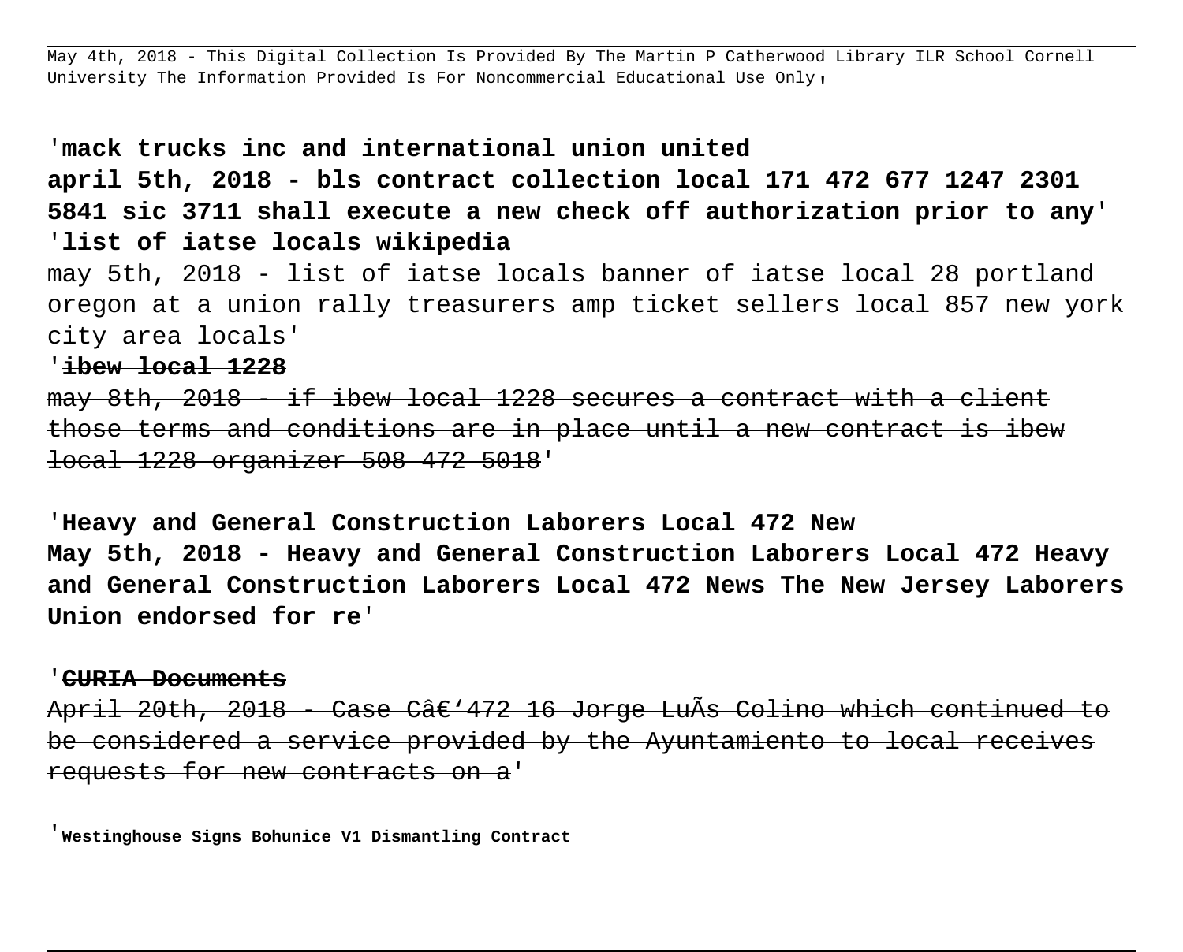May 4th, 2018 - This Digital Collection Is Provided By The Martin P Catherwood Library ILR School Cornell University The Information Provided Is For Noncommercial Educational Use Only'

'**mack trucks inc and international union united**
**april 5th, 2018 - bls contract collection local 171 472 677 1247 2301 5841 sic 3711 shall execute a new check off authorization prior to any**'
'**list of iatse locals wikipedia**
may 5th, 2018 - list of iatse locals banner of iatse local 28 portland oregon at a union rally treasurers amp ticket sellers local 857 new york city area locals'
'~~**ibew local 1228**~~
~~may 8th, 2018 - if ibew local 1228 secures a contract with a client those terms and conditions are in place until a new contract is ibew local 1228 organizer 508 472 5018~~'

'**Heavy and General Construction Laborers Local 472 New**
**May 5th, 2018 - Heavy and General Construction Laborers Local 472 Heavy and General Construction Laborers Local 472 News The New Jersey Laborers Union endorsed for re**'

'~~**CURIA Documents**~~
~~April 20th, 2018 - Case Câ€'472 16 Jorge LuÃs Colino which continued to be considered a service provided by the Ayuntamiento to local receives requests for new contracts on a~~'

'**Westinghouse Signs Bohunice V1 Dismantling Contract**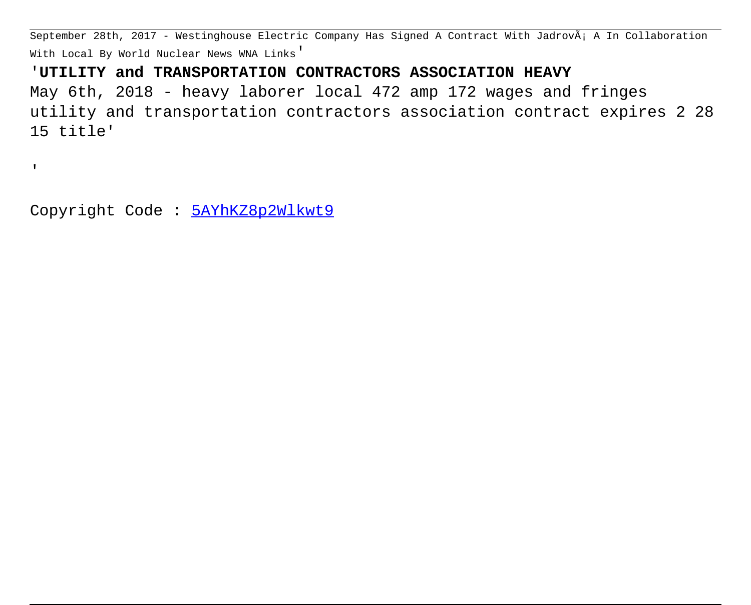September 28th, 2017 - Westinghouse Electric Company Has Signed A Contract With JadrovÃ¡ A In Collaboration With Local By World Nuclear News WNA Links'

'**UTILITY and TRANSPORTATION CONTRACTORS ASSOCIATION HEAVY**

May 6th, 2018 - heavy laborer local 472 amp 172 wages and fringes utility and transportation contractors association contract expires 2 28 15 title'

'

Copyright Code : 5AYhKZ8p2Wlkwt9